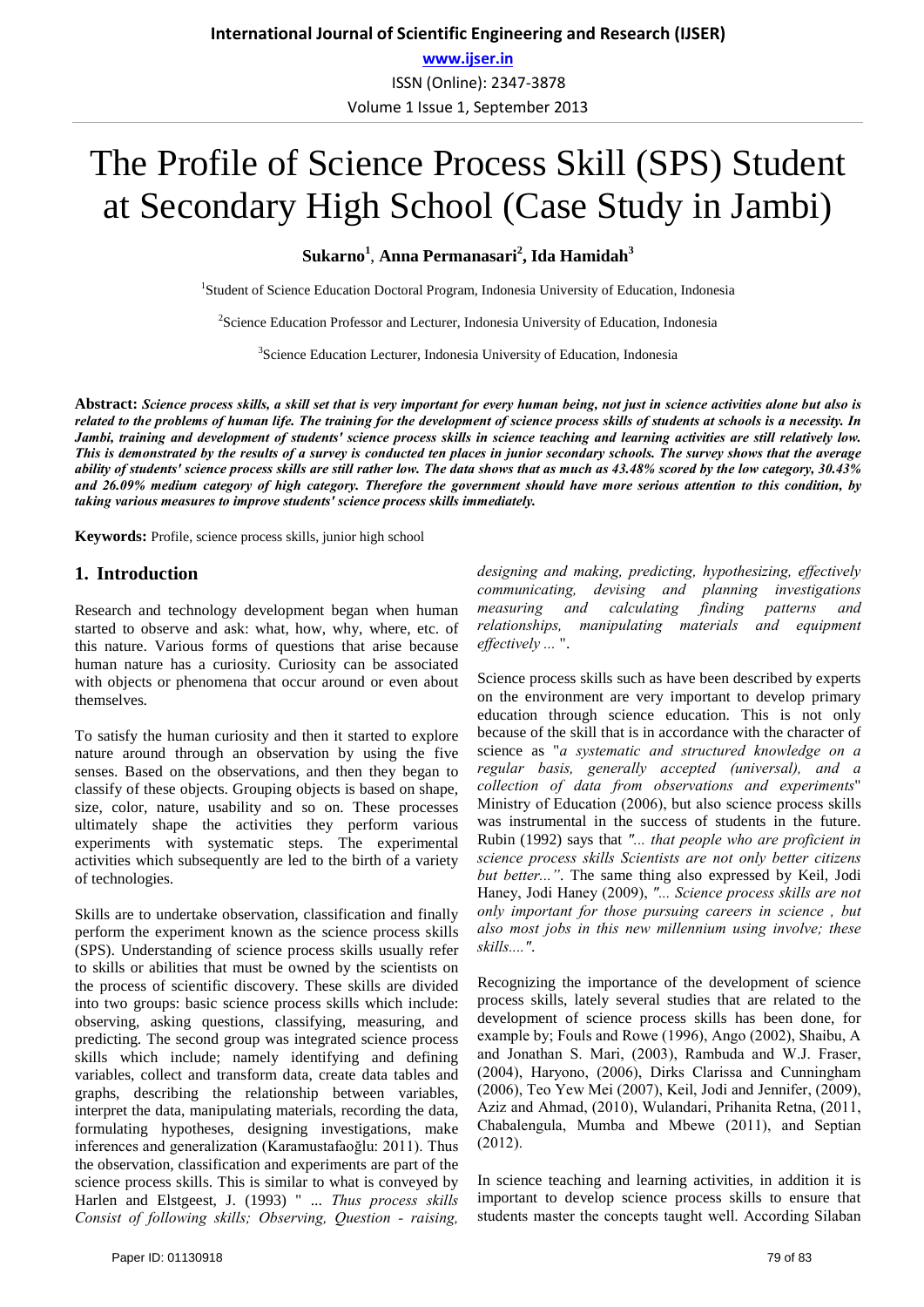# The Profile of Science Process Skill (SPS) Student at Secondary High School (Case Study in Jambi)

**Sukarno[1], Anna Permanasari[2], Ida Hamidah[3]**

[1]Student of Science Education Doctoral Program, Indonesia University of Education, Indonesia

[2]Science Education Professor and Lecturer, Indonesia University of Education, Indonesia

[3]Science Education Lecturer, Indonesia University of Education, Indonesia

**Abstract:** ***Science process skills, a skill set that is very important for every human being, not just in science activities alone but also is related to the problems of human life. The training for the development of science process skills of students at schools is a necessity. In Jambi, training and development of students' science process skills in science teaching and learning activities are still relatively low. This is demonstrated by the results of a survey is conducted ten places in junior secondary schools. The survey shows that the average ability of students' science process skills are still rather low. The data shows that as much as 43.48% scored by the low category, 30.43% and 26.09% medium category of high category. Therefore the government should have more serious attention to this condition, by taking various measures to improve students' science process skills immediately.***

**Keywords:** Profile, science process skills, junior high school

## 1. Introduction

Research and technology development began when human started to observe and ask: what, how, why, where, etc. of this nature. Various forms of questions that arise because human nature has a curiosity. Curiosity can be associated with objects or phenomena that occur around or even about themselves.

To satisfy the human curiosity and then it started to explore nature around through an observation by using the five senses. Based on the observations, and then they began to classify of these objects. Grouping objects is based on shape, size, color, nature, usability and so on. These processes ultimately shape the activities they perform various experiments with systematic steps. The experimental activities which subsequently are led to the birth of a variety of technologies.

Skills are to undertake observation, classification and finally perform the experiment known as the science process skills (SPS). Understanding of science process skills usually refer to skills or abilities that must be owned by the scientists on the process of scientific discovery. These skills are divided into two groups: basic science process skills which include: observing, asking questions, classifying, measuring, and predicting. The second group was integrated science process skills which include; namely identifying and defining variables, collect and transform data, create data tables and graphs, describing the relationship between variables, interpret the data, manipulating materials, recording the data, formulating hypotheses, designing investigations, make inferences and generalization (Karamustafaoğlu: 2011). Thus the observation, classification and experiments are part of the science process skills. This is similar to what is conveyed by Harlen and Elstgeest, J. (1993) " ... *Thus process skills Consist of following skills; Observing, Question - raising, designing and making, predicting, hypothesizing, effectively communicating, devising and planning investigations measuring and calculating finding patterns and relationships, manipulating materials and equipment effectively ...* ".

Science process skills such as have been described by experts on the environment are very important to develop primary education through science education. This is not only because of the skill that is in accordance with the character of science as "*a systematic and structured knowledge on a regular basis, generally accepted (universal), and a collection of data from observations and experiments*" Ministry of Education (2006), but also science process skills was instrumental in the success of students in the future. Rubin (1992) says that *"... that people who are proficient in science process skills Scientists are not only better citizens but better..."*. The same thing also expressed by Keil, Jodi Haney, Jodi Haney (2009), *"... Science process skills are not only important for those pursuing careers in science , but also most jobs in this new millennium using involve; these skills....".*

Recognizing the importance of the development of science process skills, lately several studies that are related to the development of science process skills has been done, for example by; Fouls and Rowe (1996), Ango (2002), Shaibu, A and Jonathan S. Mari, (2003), Rambuda and W.J. Fraser, (2004), Haryono, (2006), Dirks Clarissa and Cunningham (2006), Teo Yew Mei (2007), Keil, Jodi and Jennifer, (2009), Aziz and Ahmad, (2010), Wulandari, Prihanita Retna, (2011, Chabalengula, Mumba and Mbewe (2011), and Septian (2012).

In science teaching and learning activities, in addition it is important to develop science process skills to ensure that students master the concepts taught well. According Silaban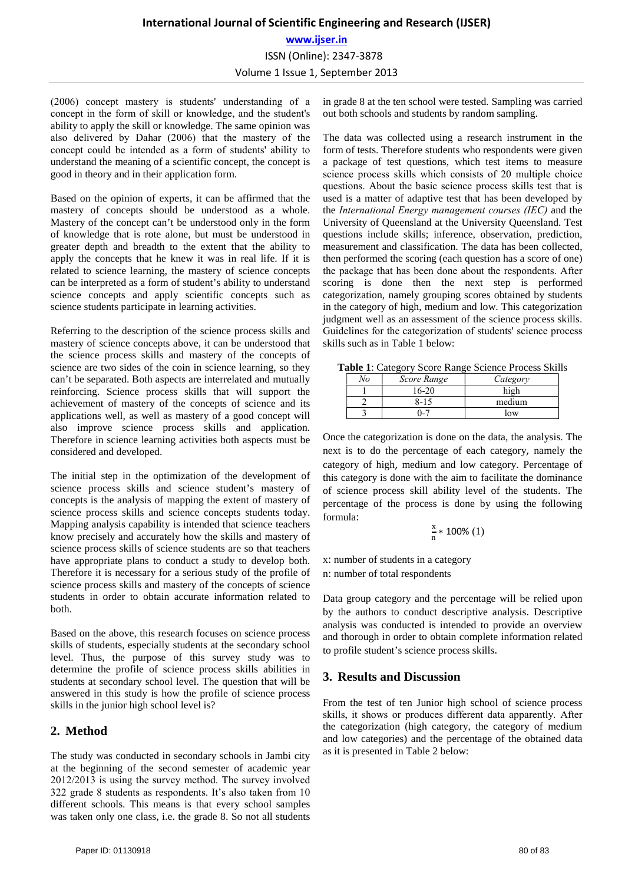(2006) concept mastery is students' understanding of a concept in the form of skill or knowledge, and the student's ability to apply the skill or knowledge. The same opinion was also delivered by Dahar (2006) that the mastery of the concept could be intended as a form of students' ability to understand the meaning of a scientific concept, the concept is good in theory and in their application form.

Based on the opinion of experts, it can be affirmed that the mastery of concepts should be understood as a whole. Mastery of the concept can't be understood only in the form of knowledge that is rote alone, but must be understood in greater depth and breadth to the extent that the ability to apply the concepts that he knew it was in real life. If it is related to science learning, the mastery of science concepts can be interpreted as a form of student's ability to understand science concepts and apply scientific concepts such as science students participate in learning activities.

Referring to the description of the science process skills and mastery of science concepts above, it can be understood that the science process skills and mastery of the concepts of science are two sides of the coin in science learning, so they can't be separated. Both aspects are interrelated and mutually reinforcing. Science process skills that will support the achievement of mastery of the concepts of science and its applications well, as well as mastery of a good concept will also improve science process skills and application. Therefore in science learning activities both aspects must be considered and developed.

The initial step in the optimization of the development of science process skills and science student's mastery of concepts is the analysis of mapping the extent of mastery of science process skills and science concepts students today. Mapping analysis capability is intended that science teachers know precisely and accurately how the skills and mastery of science process skills of science students are so that teachers have appropriate plans to conduct a study to develop both. Therefore it is necessary for a serious study of the profile of science process skills and mastery of the concepts of science students in order to obtain accurate information related to both.

Based on the above, this research focuses on science process skills of students, especially students at the secondary school level. Thus, the purpose of this survey study was to determine the profile of science process skills abilities in students at secondary school level. The question that will be answered in this study is how the profile of science process skills in the junior high school level is?

## 2. Method

The study was conducted in secondary schools in Jambi city at the beginning of the second semester of academic year 2012/2013 is using the survey method. The survey involved 322 grade 8 students as respondents. It's also taken from 10 different schools. This means is that every school samples was taken only one class, i.e. the grade 8. So not all students in grade 8 at the ten school were tested. Sampling was carried out both schools and students by random sampling.

The data was collected using a research instrument in the form of tests. Therefore students who respondents were given a package of test questions, which test items to measure science process skills which consists of 20 multiple choice questions. About the basic science process skills test that is used is a matter of adaptive test that has been developed by the *International Energy management courses (IEC)* and the University of Queensland at the University Queensland. Test questions include skills; inference, observation, prediction, measurement and classification. The data has been collected, then performed the scoring (each question has a score of one) the package that has been done about the respondents. After scoring is done then the next step is performed categorization, namely grouping scores obtained by students in the category of high, medium and low. This categorization judgment well as an assessment of the science process skills. Guidelines for the categorization of students' science process skills such as in Table 1 below:

**Table 1**: Category Score Range Science Process Skills

| *No* | *Score Range* | *Category* |
|---|---|---|
| 1 | 16-20 | high |
| 2 | 8-15 | medium |
| 3 | 0-7 | low |

Once the categorization is done on the data, the analysis. The next is to do the percentage of each category, namely the category of high, medium and low category. Percentage of this category is done with the aim to facilitate the dominance of science process skill ability level of the students. The percentage of the process is done by using the following formula:

$$\frac{x}{n} * 100\% \quad (1)$$

x: number of students in a category
n: number of total respondents

Data group category and the percentage will be relied upon by the authors to conduct descriptive analysis. Descriptive analysis was conducted is intended to provide an overview and thorough in order to obtain complete information related to profile student's science process skills.

## 3. Results and Discussion

From the test of ten Junior high school of science process skills, it shows or produces different data apparently. After the categorization (high category, the category of medium and low categories) and the percentage of the obtained data as it is presented in Table 2 below: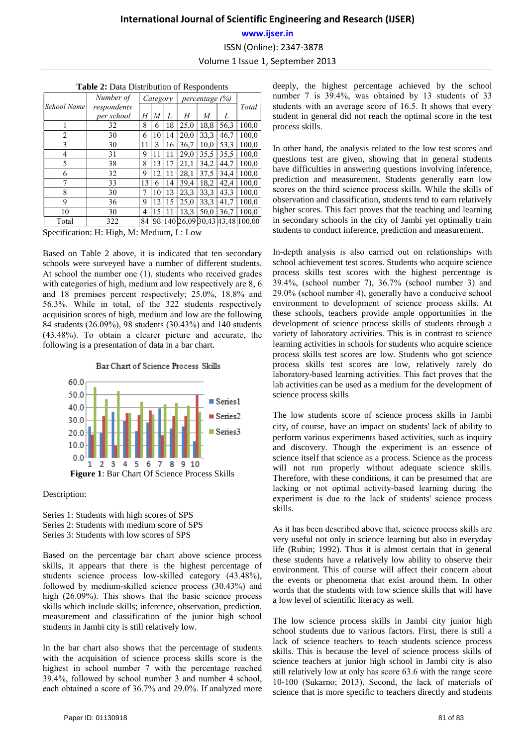**Table 2:** Data Distribution of Respondents

| School Name | Number of respondents per school | Category | | | percentage (%) | | | Total |
|---|---|---|---|---|---|---|---|---|
| | | *H* | *M* | *L* | *H* | *M* | *L* | |
| 1 | 32 | 8 | 6 | 18 | 25,0 | 18,8 | 56,3 | 100,0 |
| 2 | 30 | 6 | 10 | 14 | 20,0 | 33,3 | 46,7 | 100,0 |
| 3 | 30 | 11 | 3 | 16 | 36,7 | 10,0 | 53,3 | 100,0 |
| 4 | 31 | 9 | 11 | 11 | 29,0 | 35,5 | 35,5 | 100,0 |
| 5 | 38 | 8 | 13 | 17 | 21,1 | 34,2 | 44,7 | 100,0 |
| 6 | 32 | 9 | 12 | 11 | 28,1 | 37,5 | 34,4 | 100,0 |
| 7 | 33 | 13 | 6 | 14 | 39,4 | 18,2 | 42,4 | 100,0 |
| 8 | 30 | 7 | 10 | 13 | 23,3 | 33,3 | 43,3 | 100,0 |
| 9 | 36 | 9 | 12 | 15 | 25,0 | 33,3 | 41,7 | 100,0 |
| 10 | 30 | 4 | 15 | 11 | 13,3 | 50,0 | 36,7 | 100,0 |
| Total | 322 | 84 | 98 | 140 | 26,09 | 30,43 | 43,48 | 100,00 |

Specification: H: High, M: Medium, L: Low

Based on Table 2 above, it is indicated that ten secondary schools were surveyed have a number of different students. At school the number one (1), students who received grades with categories of high, medium and low respectively are 8, 6 and 18 premises percent respectively; 25.0%, 18.8% and 56.3%. While in total, of the 322 students respectively acquisition scores of high, medium and low are the following 84 students (26.09%), 98 students (30.43%) and 140 students (43.48%). To obtain a clearer picture and accurate, the following is a presentation of data in a bar chart.

**Figure 1**: Bar Chart Of Science Process Skills

Description:

Series 1: Students with high scores of SPS
Series 2: Students with medium score of SPS
Series 3: Students with low scores of SPS

Based on the percentage bar chart above science process skills, it appears that there is the highest percentage of students science process low-skilled category (43.48%), followed by medium-skilled science process (30.43%) and high (26.09%). This shows that the basic science process skills which include skills; inference, observation, prediction, measurement and classification of the junior high school students in Jambi city is still relatively low.

In the bar chart also shows that the percentage of students with the acquisition of science process skills score is the highest in school number 7 with the percentage reached 39.4%, followed by school number 3 and number 4 school, each obtained a score of 36.7% and 29.0%. If analyzed more deeply, the highest percentage achieved by the school number 7 is 39.4%, was obtained by 13 students of 33 students with an average score of 16.5. It shows that every student in general did not reach the optimal score in the test process skills.

In other hand, the analysis related to the low test scores and questions test are given, showing that in general students have difficulties in answering questions involving inference, prediction and measurement. Students generally earn low scores on the third science process skills. While the skills of observation and classification, students tend to earn relatively higher scores. This fact proves that the teaching and learning in secondary schools in the city of Jambi yet optimally train students to conduct inference, prediction and measurement.

In-depth analysis is also carried out on relationships with school achievement test scores. Students who acquire science process skills test scores with the highest percentage is 39.4%, (school number 7), 36.7% (school number 3) and 29.0% (school number 4), generally have a conducive school environment to development of science process skills. At these schools, teachers provide ample opportunities in the development of science process skills of students through a variety of laboratory activities. This is in contrast to science learning activities in schools for students who acquire science process skills test scores are low. Students who got science process skills test scores are low, relatively rarely do laboratory-based learning activities. This fact proves that the lab activities can be used as a medium for the development of science process skills

The low students score of science process skills in Jambi city, of course, have an impact on students' lack of ability to perform various experiments based activities, such as inquiry and discovery. Though the experiment is an essence of science itself that science as a process. Science as the process will not run properly without adequate science skills. Therefore, with these conditions, it can be presumed that are lacking or not optimal activity-based learning during the experiment is due to the lack of students' science process skills.

As it has been described above that, science process skills are very useful not only in science learning but also in everyday life (Rubin; 1992). Thus it is almost certain that in general these students have a relatively low ability to observe their environment. This of course will affect their concern about the events or phenomena that exist around them. In other words that the students with low science skills that will have a low level of scientific literacy as well.

The low science process skills in Jambi city junior high school students due to various factors. First, there is still a lack of science teachers to teach students science process skills. This is because the level of science process skills of science teachers at junior high school in Jambi city is also still relatively low at only has score 63.6 with the range score 10-100 (Sukarno; 2013). Second, the lack of materials of science that is more specific to teachers directly and students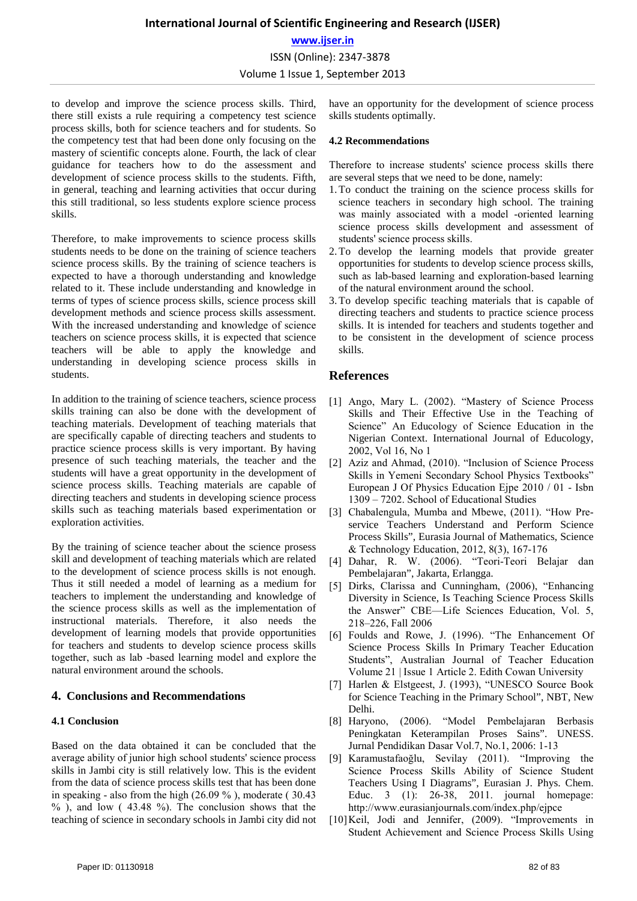to develop and improve the science process skills. Third, there still exists a rule requiring a competency test science process skills, both for science teachers and for students. So the competency test that had been done only focusing on the mastery of scientific concepts alone. Fourth, the lack of clear guidance for teachers how to do the assessment and development of science process skills to the students. Fifth, in general, teaching and learning activities that occur during this still traditional, so less students explore science process skills.

Therefore, to make improvements to science process skills students needs to be done on the training of science teachers science process skills. By the training of science teachers is expected to have a thorough understanding and knowledge related to it. These include understanding and knowledge in terms of types of science process skills, science process skill development methods and science process skills assessment. With the increased understanding and knowledge of science teachers on science process skills, it is expected that science teachers will be able to apply the knowledge and understanding in developing science process skills in students.

In addition to the training of science teachers, science process skills training can also be done with the development of teaching materials. Development of teaching materials that are specifically capable of directing teachers and students to practice science process skills is very important. By having presence of such teaching materials, the teacher and the students will have a great opportunity in the development of science process skills. Teaching materials are capable of directing teachers and students in developing science process skills such as teaching materials based experimentation or exploration activities.

By the training of science teacher about the science prosess skill and development of teaching materials which are related to the development of science process skills is not enough. Thus it still needed a model of learning as a medium for teachers to implement the understanding and knowledge of the science process skills as well as the implementation of instructional materials. Therefore, it also needs the development of learning models that provide opportunities for teachers and students to develop science process skills together, such as lab -based learning model and explore the natural environment around the schools.

## 4. Conclusions and Recommendations

### 4.1 Conclusion

Based on the data obtained it can be concluded that the average ability of junior high school students' science process skills in Jambi city is still relatively low. This is the evident from the data of science process skills test that has been done in speaking - also from the high (26.09 % ), moderate ( 30.43 % ), and low ( 43.48 %). The conclusion shows that the teaching of science in secondary schools in Jambi city did not have an opportunity for the development of science process skills students optimally.

### 4.2 Recommendations

Therefore to increase students' science process skills there are several steps that we need to be done, namely:

1. To conduct the training on the science process skills for science teachers in secondary high school. The training was mainly associated with a model -oriented learning science process skills development and assessment of students' science process skills.
2. To develop the learning models that provide greater opportunities for students to develop science process skills, such as lab-based learning and exploration-based learning of the natural environment around the school.
3. To develop specific teaching materials that is capable of directing teachers and students to practice science process skills. It is intended for teachers and students together and to be consistent in the development of science process skills.

## References

[1] Ango, Mary L. (2002). "Mastery of Science Process Skills and Their Effective Use in the Teaching of Science" An Educology of Science Education in the Nigerian Context. International Journal of Educology, 2002, Vol 16, No 1

[2] Aziz and Ahmad, (2010). "Inclusion of Science Process Skills in Yemeni Secondary School Physics Textbooks" European J Of Physics Education Ejpe 2010 / 01 - Isbn 1309 – 7202. School of Educational Studies

[3] Chabalengula, Mumba and Mbewe, (2011). "How Pre-service Teachers Understand and Perform Science Process Skills", Eurasia Journal of Mathematics, Science & Technology Education, 2012, 8(3), 167-176

[4] Dahar, R. W. (2006). "Teori-Teori Belajar dan Pembelajaran", Jakarta, Erlangga.

[5] Dirks, Clarissa and Cunningham, (2006), "Enhancing Diversity in Science, Is Teaching Science Process Skills the Answer" CBE—Life Sciences Education, Vol. 5, 218–226, Fall 2006

[6] Foulds and Rowe, J. (1996). "The Enhancement Of Science Process Skills In Primary Teacher Education Students", Australian Journal of Teacher Education Volume 21 | Issue 1 Article 2. Edith Cowan University

[7] Harlen & Elstgeest, J. (1993), "UNESCO Source Book for Science Teaching in the Primary School", NBT, New Delhi.

[8] Haryono, (2006). "Model Pembelajaran Berbasis Peningkatan Keterampilan Proses Sains". UNESS. Jurnal Pendidikan Dasar Vol.7, No.1, 2006: 1-13

[9] Karamustafaoğlu, Sevilay (2011). "Improving the Science Process Skills Ability of Science Student Teachers Using I Diagrams", Eurasian J. Phys. Chem. Educ. 3 (1): 26-38, 2011. journal homepage: http://www.eurasianjournals.com/index.php/ejpce

[10] Keil, Jodi and Jennifer, (2009). "Improvements in Student Achievement and Science Process Skills Using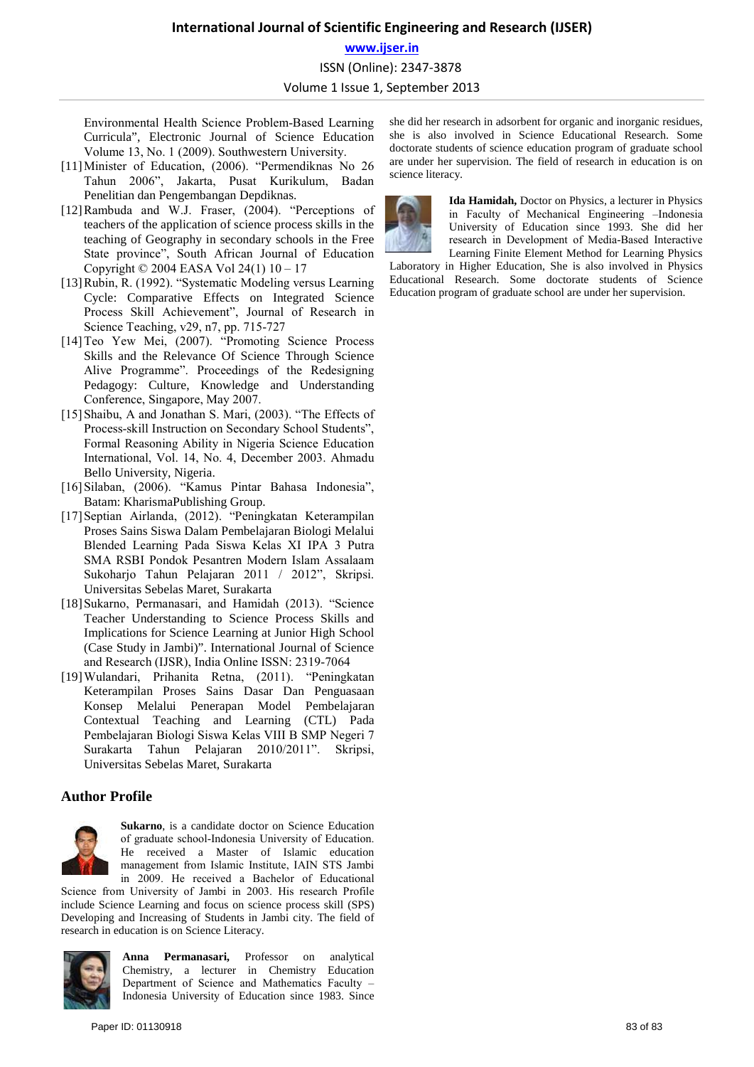Environmental Health Science Problem-Based Learning Curricula", Electronic Journal of Science Education Volume 13, No. 1 (2009). Southwestern University.

[11] Minister of Education, (2006). "Permendiknas No 26 Tahun 2006", Jakarta, Pusat Kurikulum, Badan Penelitian dan Pengembangan Depdiknas.

[12] Rambuda and W.J. Fraser, (2004). "Perceptions of teachers of the application of science process skills in the teaching of Geography in secondary schools in the Free State province", South African Journal of Education Copyright © 2004 EASA Vol 24(1) 10 – 17

[13] Rubin, R. (1992). "Systematic Modeling versus Learning Cycle: Comparative Effects on Integrated Science Process Skill Achievement", Journal of Research in Science Teaching, v29, n7, pp. 715-727

[14] Teo Yew Mei, (2007). "Promoting Science Process Skills and the Relevance Of Science Through Science Alive Programme". Proceedings of the Redesigning Pedagogy: Culture, Knowledge and Understanding Conference, Singapore, May 2007.

[15] Shaibu, A and Jonathan S. Mari, (2003). "The Effects of Process-skill Instruction on Secondary School Students", Formal Reasoning Ability in Nigeria Science Education International, Vol. 14, No. 4, December 2003. Ahmadu Bello University, Nigeria.

[16] Silaban, (2006). "Kamus Pintar Bahasa Indonesia", Batam: KharismaPublishing Group.

[17] Septian Airlanda, (2012). "Peningkatan Keterampilan Proses Sains Siswa Dalam Pembelajaran Biologi Melalui Blended Learning Pada Siswa Kelas XI IPA 3 Putra SMA RSBI Pondok Pesantren Modern Islam Assalaam Sukoharjo Tahun Pelajaran 2011 / 2012", Skripsi. Universitas Sebelas Maret, Surakarta

[18] Sukarno, Permanasari, and Hamidah (2013). "Science Teacher Understanding to Science Process Skills and Implications for Science Learning at Junior High School (Case Study in Jambi)". International Journal of Science and Research (IJSR), India Online ISSN: 2319-7064

[19] Wulandari, Prihanita Retna, (2011). "Peningkatan Keterampilan Proses Sains Dasar Dan Penguasaan Konsep Melalui Penerapan Model Pembelajaran Contextual Teaching and Learning (CTL) Pada Pembelajaran Biologi Siswa Kelas VIII B SMP Negeri 7 Surakarta Tahun Pelajaran 2010/2011". Skripsi, Universitas Sebelas Maret, Surakarta

## Author Profile

**Sukarno**, is a candidate doctor on Science Education of graduate school-Indonesia University of Education. He received a Master of Islamic education management from Islamic Institute, IAIN STS Jambi in 2009. He received a Bachelor of Educational Science from University of Jambi in 2003. His research Profile include Science Learning and focus on science process skill (SPS) Developing and Increasing of Students in Jambi city. The field of research in education is on Science Literacy.

**Anna Permanasari,** Professor on analytical Chemistry, a lecturer in Chemistry Education Department of Science and Mathematics Faculty – Indonesia University of Education since 1983. Since she did her research in adsorbent for organic and inorganic residues, she is also involved in Science Educational Research. Some doctorate students of science education program of graduate school are under her supervision. The field of research in education is on science literacy.

**Ida Hamidah,** Doctor on Physics, a lecturer in Physics in Faculty of Mechanical Engineering –Indonesia University of Education since 1993. She did her research in Development of Media-Based Interactive Learning Finite Element Method for Learning Physics Laboratory in Higher Education, She is also involved in Physics Educational Research. Some doctorate students of Science Education program of graduate school are under her supervision.